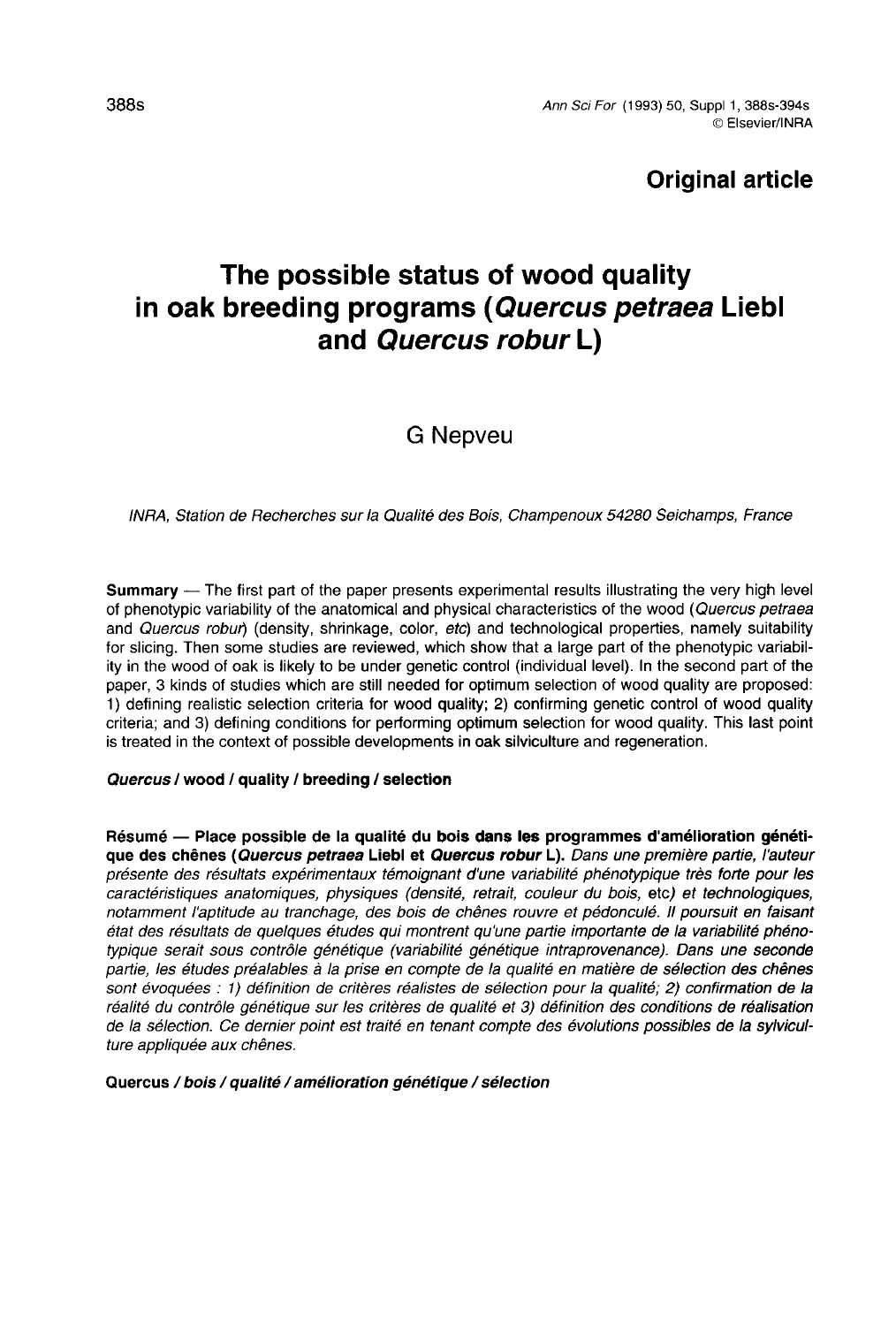**Original article**

# The possible status of wood quality in oak breeding programs (*Quercus petraea* Liebl and *Quercus robur* L)

G Nepveu

*INRA, Station de Recherches sur la Qualité des Bois, Champenoux 54280 Seichamps, France*

**Summary** — The first part of the paper presents experimental results illustrating the very high level of phenotypic variability of the anatomical and physical characteristics of the wood (*Quercus petraea* and *Quercus robur*) (density, shrinkage, color, *etc*) and technological properties, namely suitability for slicing. Then some studies are reviewed, which show that a large part of the phenotypic variability in the wood of oak is likely to be under genetic control (individual level). In the second part of the paper, 3 kinds of studies which are still needed for optimum selection of wood quality are proposed: 1) defining realistic selection criteria for wood quality; 2) confirming genetic control of wood quality criteria; and 3) defining conditions for performing optimum selection for wood quality. This last point is treated in the context of possible developments in oak silviculture and regeneration.

***Quercus* / wood / quality / breeding / selection**

**Résumé — Place possible de la qualité du bois dans les programmes d'amélioration génétique des chênes (*Quercus petraea* Liebl et *Quercus robur* L).** *Dans une première partie, l'auteur présente des résultats expérimentaux témoignant d'une variabilité phénotypique très forte pour les caractéristiques anatomiques, physiques (densité, retrait, couleur du bois,* etc*) et technologiques, notamment l'aptitude au tranchage, des bois de chênes rouvre et pédonculé. Il poursuit en faisant état des résultats de quelques études qui montrent qu'une partie importante de la variabilité phénotypique serait sous contrôle génétique (variabilité génétique intraprovenance). Dans une seconde partie, les études préalables à la prise en compte de la qualité en matière de sélection des chênes sont évoquées : 1) définition de critères réalistes de sélection pour la qualité; 2) confirmation de la réalité du contrôle génétique sur les critères de qualité et 3) définition des conditions de réalisation de la sélection. Ce dernier point est traité en tenant compte des évolutions possibles de la sylviculture appliquée aux chênes.*

Quercus */ bois / qualité / amélioration génétique / sélection*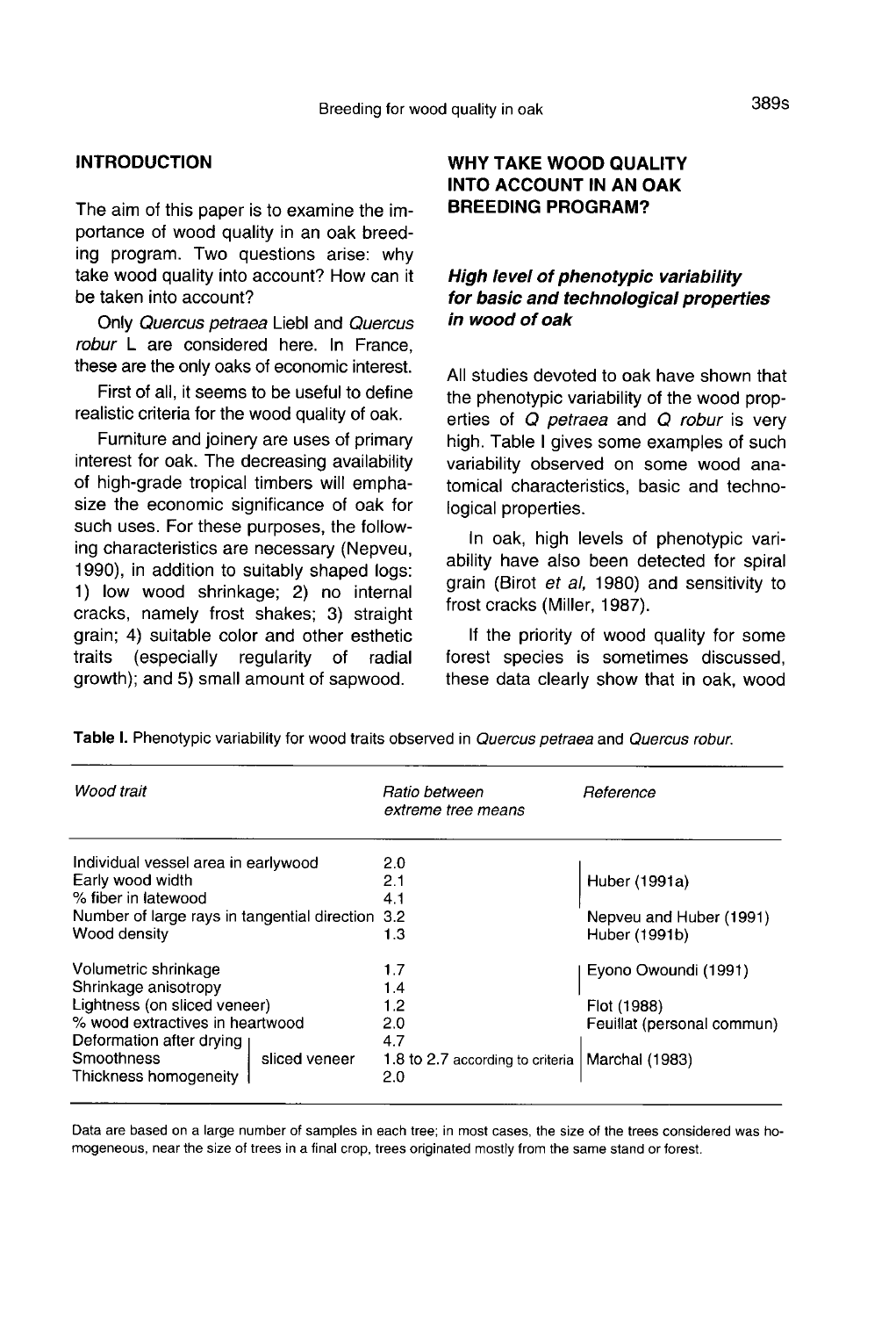## INTRODUCTION

The aim of this paper is to examine the importance of wood quality in an oak breeding program. Two questions arise: why take wood quality into account? How can it be taken into account?

Only *Quercus petraea* Liebl and *Quercus robur* L are considered here. In France, these are the only oaks of economic interest.

First of all, it seems to be useful to define realistic criteria for the wood quality of oak.

Furniture and joinery are uses of primary interest for oak. The decreasing availability of high-grade tropical timbers will emphasize the economic significance of oak for such uses. For these purposes, the following characteristics are necessary (Nepveu, 1990), in addition to suitably shaped logs: 1) low wood shrinkage; 2) no internal cracks, namely frost shakes; 3) straight grain; 4) suitable color and other esthetic traits (especially regularity of radial growth); and 5) small amount of sapwood.

## WHY TAKE WOOD QUALITY INTO ACCOUNT IN AN OAK BREEDING PROGRAM?

### *High level of phenotypic variability for basic and technological properties in wood of oak*

All studies devoted to oak have shown that the phenotypic variability of the wood properties of *Q petraea* and *Q robur* is very high. Table I gives some examples of such variability observed on some wood anatomical characteristics, basic and technological properties.

In oak, high levels of phenotypic variability have also been detected for spiral grain (Birot *et al*, 1980) and sensitivity to frost cracks (Miller, 1987).

If the priority of wood quality for some forest species is sometimes discussed, these data clearly show that in oak, wood

**Table I.** Phenotypic variability for wood traits observed in *Quercus petraea* and *Quercus robur*.

| *Wood trait* | *Ratio between extreme tree means* | *Reference* |
|---|---|---|
| Individual vessel area in earlywood | 2.0 | Huber (1991a) |
| Early wood width | 2.1 | |
| % fiber in latewood | 4.1 | |
| Number of large rays in tangential direction | 3.2 | Nepveu and Huber (1991) |
| Wood density | 1.3 | Huber (1991b) |
| Volumetric shrinkage | 1.7 | Eyono Owoundi (1991) |
| Shrinkage anisotropy | 1.4 | |
| Lightness (on sliced veneer) | 1.2 | Flot (1988) |
| % wood extractives in heartwood | 2.0 | Feuillat (personal commun) |
| Deformation after drying (sliced veneer) | 4.7 | Marchal (1983) |
| Smoothness (sliced veneer) | 1.8 to 2.7 according to criteria | |
| Thickness homogeneity (sliced veneer) | 2.0 | |

Data are based on a large number of samples in each tree; in most cases, the size of the trees considered was homogeneous, near the size of trees in a final crop, trees originated mostly from the same stand or forest.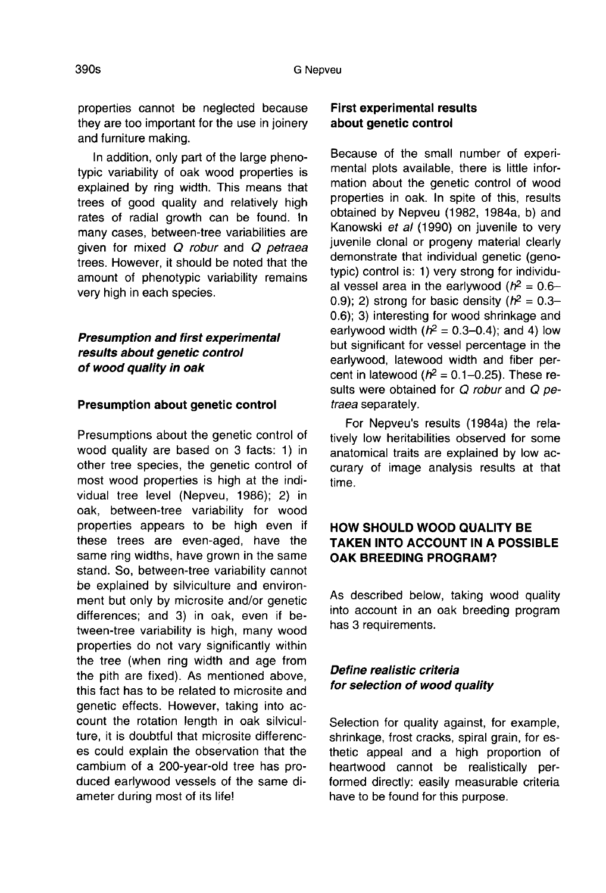properties cannot be neglected because they are too important for the use in joinery and furniture making.

In addition, only part of the large phenotypic variability of oak wood properties is explained by ring width. This means that trees of good quality and relatively high rates of radial growth can be found. In many cases, between-tree variabilities are given for mixed *Q robur* and *Q petraea* trees. However, it should be noted that the amount of phenotypic variability remains very high in each species.

### *Presumption and first experimental results about genetic control of wood quality in oak*

#### Presumption about genetic control

Presumptions about the genetic control of wood quality are based on 3 facts: 1) in other tree species, the genetic control of most wood properties is high at the individual tree level (Nepveu, 1986); 2) in oak, between-tree variability for wood properties appears to be high even if these trees are even-aged, have the same ring widths, have grown in the same stand. So, between-tree variability cannot be explained by silviculture and environment but only by microsite and/or genetic differences; and 3) in oak, even if between-tree variability is high, many wood properties do not vary significantly within the tree (when ring width and age from the pith are fixed). As mentioned above, this fact has to be related to microsite and genetic effects. However, taking into account the rotation length in oak silviculture, it is doubtful that microsite differences could explain the observation that the cambium of a 200-year-old tree has produced earlywood vessels of the same diameter during most of its life!

#### First experimental results about genetic control

Because of the small number of experimental plots available, there is little information about the genetic control of wood properties in oak. In spite of this, results obtained by Nepveu (1982, 1984a, b) and Kanowski *et al* (1990) on juvenile to very juvenile clonal or progeny material clearly demonstrate that individual genetic (genotypic) control is: 1) very strong for individual vessel area in the earlywood ($h^2$ = 0.6–0.9); 2) strong for basic density ($h^2$ = 0.3–0.6); 3) interesting for wood shrinkage and earlywood width ($h^2$ = 0.3–0.4); and 4) low but significant for vessel percentage in the earlywood, latewood width and fiber percent in latewood ($h^2$ = 0.1–0.25). These results were obtained for *Q robur* and *Q petraea* separately.

For Nepveu's results (1984a) the relatively low heritabilities observed for some anatomical traits are explained by low accurary of image analysis results at that time.

## HOW SHOULD WOOD QUALITY BE TAKEN INTO ACCOUNT IN A POSSIBLE OAK BREEDING PROGRAM?

As described below, taking wood quality into account in an oak breeding program has 3 requirements.

### *Define realistic criteria for selection of wood quality*

Selection for quality against, for example, shrinkage, frost cracks, spiral grain, for esthetic appeal and a high proportion of heartwood cannot be realistically performed directly: easily measurable criteria have to be found for this purpose.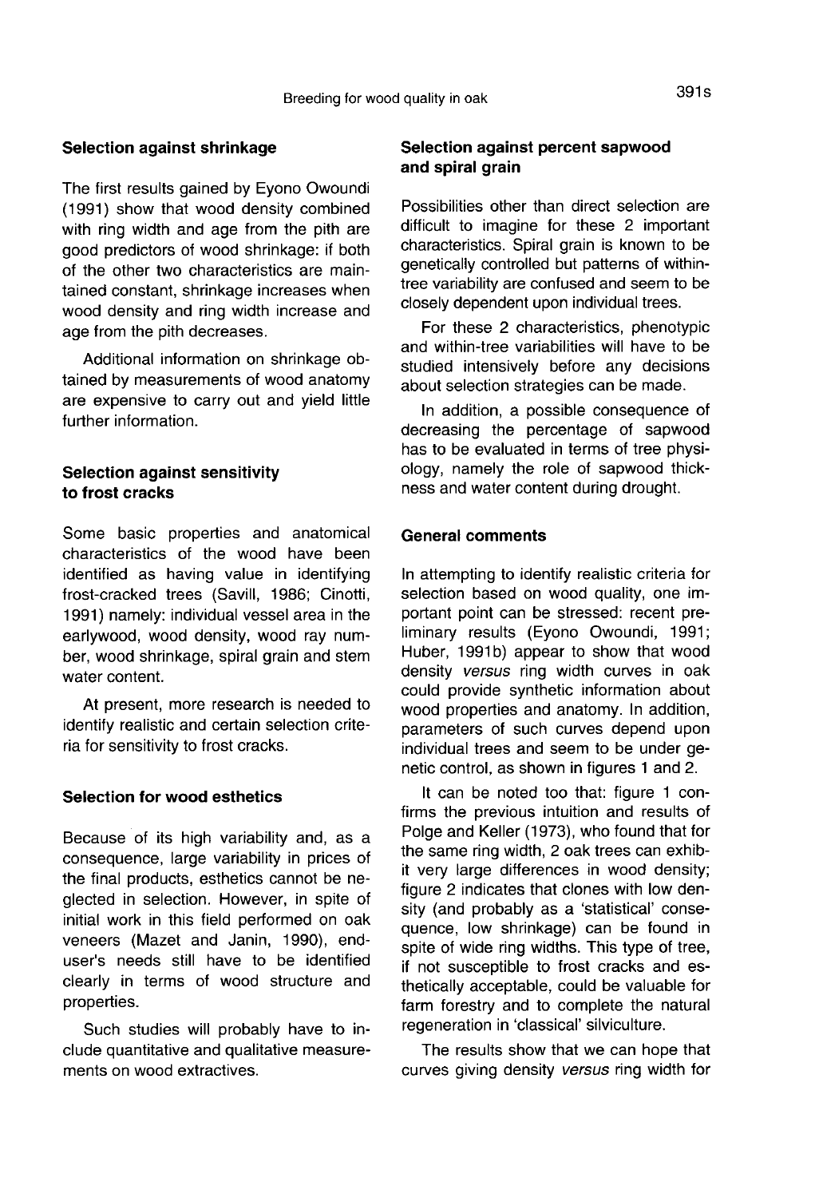### Selection against shrinkage

The first results gained by Eyono Owoundi (1991) show that wood density combined with ring width and age from the pith are good predictors of wood shrinkage: if both of the other two characteristics are maintained constant, shrinkage increases when wood density and ring width increase and age from the pith decreases.

Additional information on shrinkage obtained by measurements of wood anatomy are expensive to carry out and yield little further information.

### Selection against sensitivity to frost cracks

Some basic properties and anatomical characteristics of the wood have been identified as having value in identifying frost-cracked trees (Savill, 1986; Cinotti, 1991) namely: individual vessel area in the earlywood, wood density, wood ray number, wood shrinkage, spiral grain and stem water content.

At present, more research is needed to identify realistic and certain selection criteria for sensitivity to frost cracks.

### Selection for wood esthetics

Because of its high variability and, as a consequence, large variability in prices of the final products, esthetics cannot be neglected in selection. However, in spite of initial work in this field performed on oak veneers (Mazet and Janin, 1990), end-user's needs still have to be identified clearly in terms of wood structure and properties.

Such studies will probably have to include quantitative and qualitative measurements on wood extractives.

### Selection against percent sapwood and spiral grain

Possibilities other than direct selection are difficult to imagine for these 2 important characteristics. Spiral grain is known to be genetically controlled but patterns of within-tree variability are confused and seem to be closely dependent upon individual trees.

For these 2 characteristics, phenotypic and within-tree variabilities will have to be studied intensively before any decisions about selection strategies can be made.

In addition, a possible consequence of decreasing the percentage of sapwood has to be evaluated in terms of tree physiology, namely the role of sapwood thickness and water content during drought.

### General comments

In attempting to identify realistic criteria for selection based on wood quality, one important point can be stressed: recent preliminary results (Eyono Owoundi, 1991; Huber, 1991b) appear to show that wood density *versus* ring width curves in oak could provide synthetic information about wood properties and anatomy. In addition, parameters of such curves depend upon individual trees and seem to be under genetic control, as shown in figures 1 and 2.

It can be noted too that: figure 1 confirms the previous intuition and results of Polge and Keller (1973), who found that for the same ring width, 2 oak trees can exhibit very large differences in wood density; figure 2 indicates that clones with low density (and probably as a 'statistical' consequence, low shrinkage) can be found in spite of wide ring widths. This type of tree, if not susceptible to frost cracks and esthetically acceptable, could be valuable for farm forestry and to complete the natural regeneration in 'classical' silviculture.

The results show that we can hope that curves giving density *versus* ring width for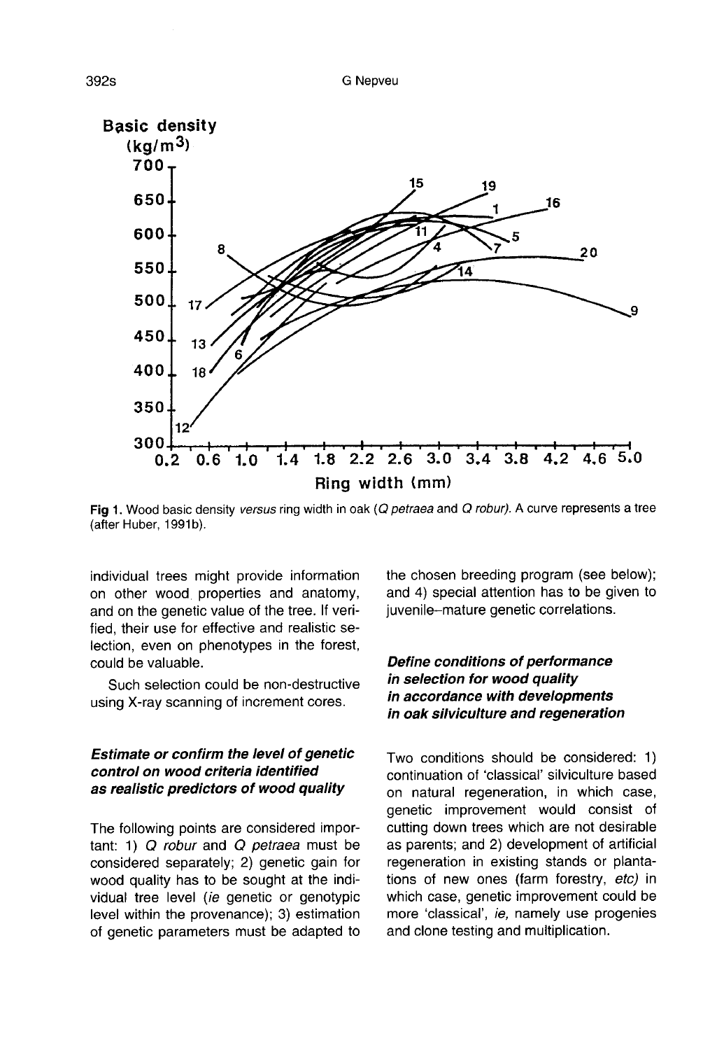Fig 1. Wood basic density *versus* ring width in oak (*Q petraea* and *Q robur)*. A curve represents a tree (after Huber, 1991b).

individual trees might provide information on other wood properties and anatomy, and on the genetic value of the tree. If verified, their use for effective and realistic selection, even on phenotypes in the forest, could be valuable.

Such selection could be non-destructive using X-ray scanning of increment cores.

### *Estimate or confirm the level of genetic control on wood criteria identified as realistic predictors of wood quality*

The following points are considered important: 1) *Q robur* and *Q petraea* must be considered separately; 2) genetic gain for wood quality has to be sought at the individual tree level (*ie* genetic or genotypic level within the provenance); 3) estimation of genetic parameters must be adapted to the chosen breeding program (see below); and 4) special attention has to be given to juvenile–mature genetic correlations.

### *Define conditions of performance in selection for wood quality in accordance with developments in oak silviculture and regeneration*

Two conditions should be considered: 1) continuation of 'classical' silviculture based on natural regeneration, in which case, genetic improvement would consist of cutting down trees which are not desirable as parents; and 2) development of artificial regeneration in existing stands or plantations of new ones (farm forestry, *etc)* in which case, genetic improvement could be more 'classical', *ie,* namely use progenies and clone testing and multiplication.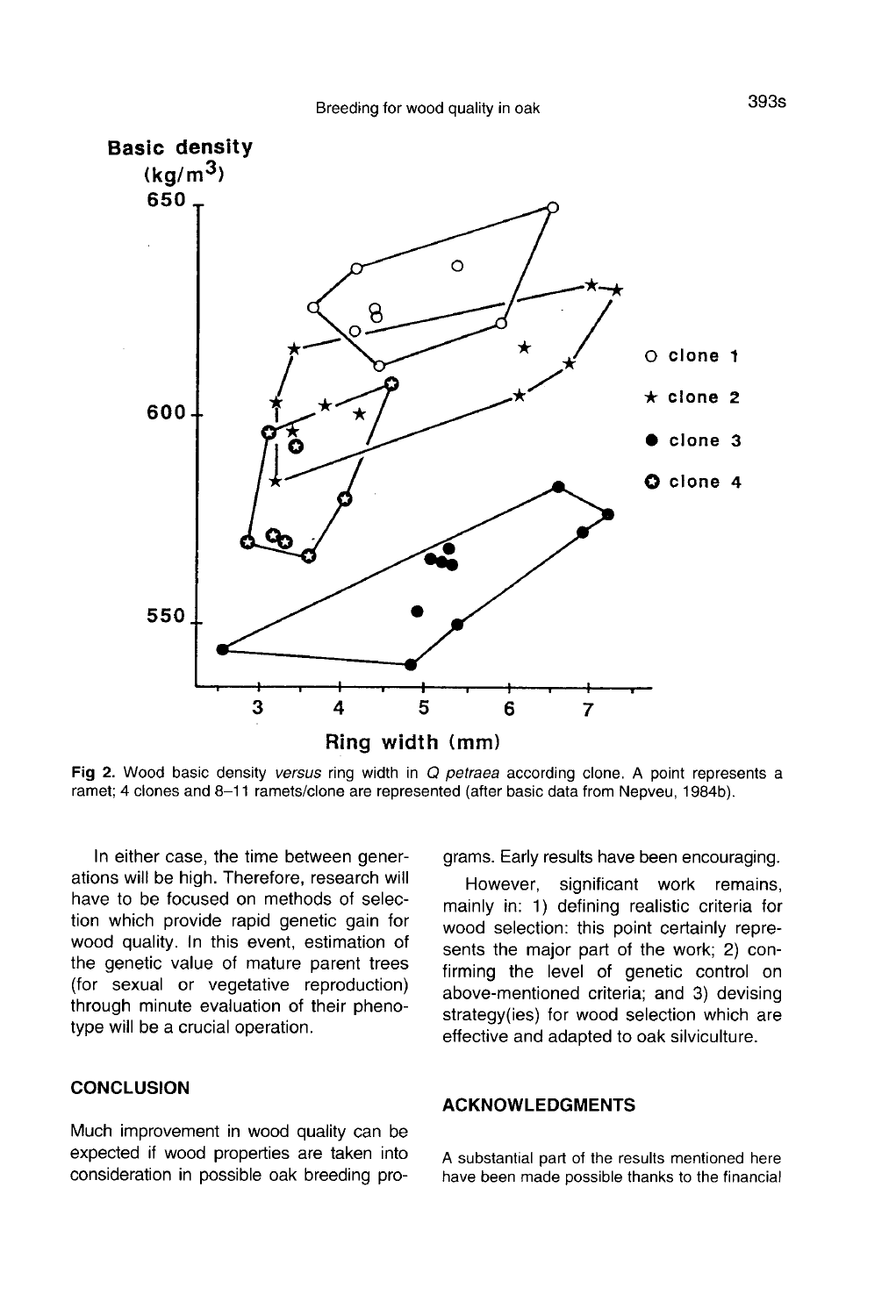Fig 2. Wood basic density *versus* ring width in *Q petraea* according clone. A point represents a ramet; 4 clones and 8–11 ramets/clone are represented (after basic data from Nepveu, 1984b).

In either case, the time between generations will be high. Therefore, research will have to be focused on methods of selection which provide rapid genetic gain for wood quality. In this event, estimation of the genetic value of mature parent trees (for sexual or vegetative reproduction) through minute evaluation of their phenotype will be a crucial operation.

## CONCLUSION

Much improvement in wood quality can be expected if wood properties are taken into consideration in possible oak breeding programs. Early results have been encouraging.

However, significant work remains, mainly in: 1) defining realistic criteria for wood selection: this point certainly represents the major part of the work; 2) confirming the level of genetic control on above-mentioned criteria; and 3) devising strategy(ies) for wood selection which are effective and adapted to oak silviculture.

## ACKNOWLEDGMENTS

A substantial part of the results mentioned here have been made possible thanks to the financial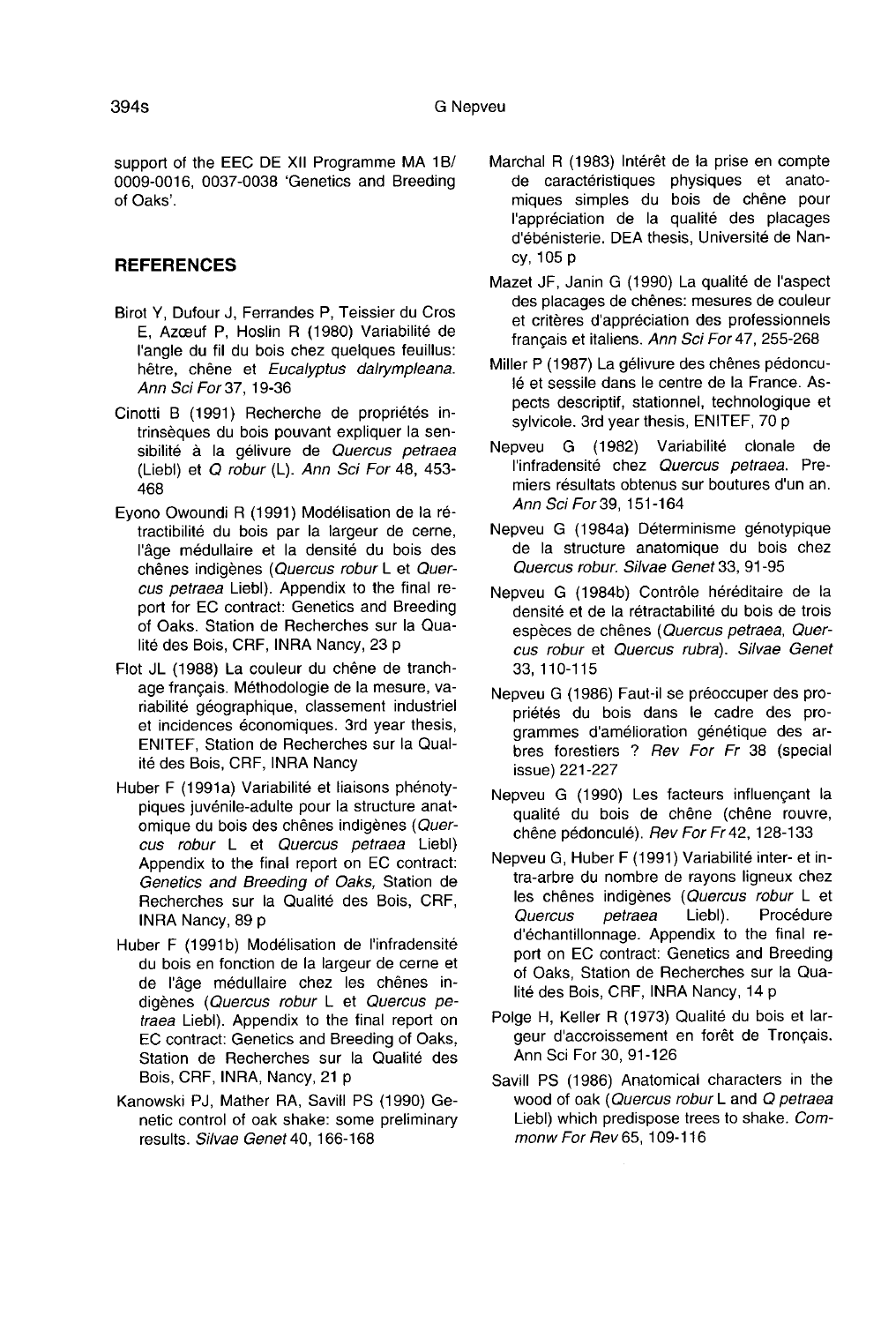support of the EEC DE XII Programme MA 1B/ 0009-0016, 0037-0038 'Genetics and Breeding of Oaks'.

## REFERENCES

Birot Y, Dufour J, Ferrandes P, Teissier du Cros E, Azœuf P, Hoslin R (1980) Variabilité de l'angle du fil du bois chez quelques feuillus: hêtre, chêne et *Eucalyptus dalrympleana*. *Ann Sci For* 37, 19-36

Cinotti B (1991) Recherche de propriétés intrinsèques du bois pouvant expliquer la sensibilité à la gélivure de *Quercus petraea* (Liebl) et *Q robur* (L). *Ann Sci For* 48, 453-468

Eyono Owoundi R (1991) Modélisation de la rétractibilité du bois par la largeur de cerne, l'âge médullaire et la densité du bois des chênes indigènes (*Quercus robur* L et *Quercus petraea* Liebl). Appendix to the final report for EC contract: Genetics and Breeding of Oaks. Station de Recherches sur la Qualité des Bois, CRF, INRA Nancy, 23 p

Flot JL (1988) La couleur du chêne de tranchage français. Méthodologie de la mesure, variabilité géographique, classement industriel et incidences économiques. 3rd year thesis, ENITEF, Station de Recherches sur la Qualité des Bois, CRF, INRA Nancy

Huber F (1991a) Variabilité et liaisons phénotypiques juvénile-adulte pour la structure anatomique du bois des chênes indigènes (*Quercus robur* L et *Quercus petraea* Liebl) Appendix to the final report on EC contract: *Genetics and Breeding of Oaks,* Station de Recherches sur la Qualité des Bois, CRF, INRA Nancy, 89 p

Huber F (1991b) Modélisation de l'infradensité du bois en fonction de la largeur de cerne et de l'âge médullaire chez les chênes indigènes (*Quercus robur* L et *Quercus petraea* Liebl). Appendix to the final report on EC contract: Genetics and Breeding of Oaks, Station de Recherches sur la Qualité des Bois, CRF, INRA, Nancy, 21 p

Kanowski PJ, Mather RA, Savill PS (1990) Genetic control of oak shake: some preliminary results. *Silvae Genet* 40, 166-168

Marchal R (1983) Intérêt de la prise en compte de caractéristiques physiques et anatomiques simples du bois de chêne pour l'appréciation de la qualité des placages d'ébénisterie. DEA thesis, Université de Nancy, 105 p

Mazet JF, Janin G (1990) La qualité de l'aspect des placages de chênes: mesures de couleur et critères d'appréciation des professionnels français et italiens. *Ann Sci For* 47, 255-268

Miller P (1987) La gélivure des chênes pédonculé et sessile dans le centre de la France. Aspects descriptif, stationnel, technologique et sylvicole. 3rd year thesis, ENITEF, 70 p

Nepveu G (1982) Variabilité clonale de l'infradensité chez *Quercus petraea*. Premiers résultats obtenus sur boutures d'un an. *Ann Sci For* 39, 151-164

Nepveu G (1984a) Déterminisme génotypique de la structure anatomique du bois chez *Quercus robur*. *Silvae Genet* 33, 91-95

Nepveu G (1984b) Contrôle héréditaire de la densité et de la rétractabilité du bois de trois espèces de chênes (*Quercus petraea, Quercus robur* et *Quercus rubra*). *Silvae Genet* 33, 110-115

Nepveu G (1986) Faut-il se préoccuper des propriétés du bois dans le cadre des programmes d'amélioration génétique des arbres forestiers ? *Rev For Fr* 38 (special issue) 221-227

Nepveu G (1990) Les facteurs influençant la qualité du bois de chêne (chêne rouvre, chêne pédonculé). *Rev For Fr* 42, 128-133

Nepveu G, Huber F (1991) Variabilité inter- et intra-arbre du nombre de rayons ligneux chez les chênes indigènes (*Quercus robur* L et *Quercus petraea* Liebl). Procédure d'échantillonnage. Appendix to the final report on EC contract: Genetics and Breeding of Oaks, Station de Recherches sur la Qualité des Bois, CRF, INRA Nancy, 14 p

Polge H, Keller R (1973) Qualité du bois et largeur d'accroissement en forêt de Tronçais. Ann Sci For 30, 91-126

Savill PS (1986) Anatomical characters in the wood of oak (*Quercus robur* L and *Q petraea* Liebl) which predispose trees to shake. *Commonw For Rev* 65, 109-116